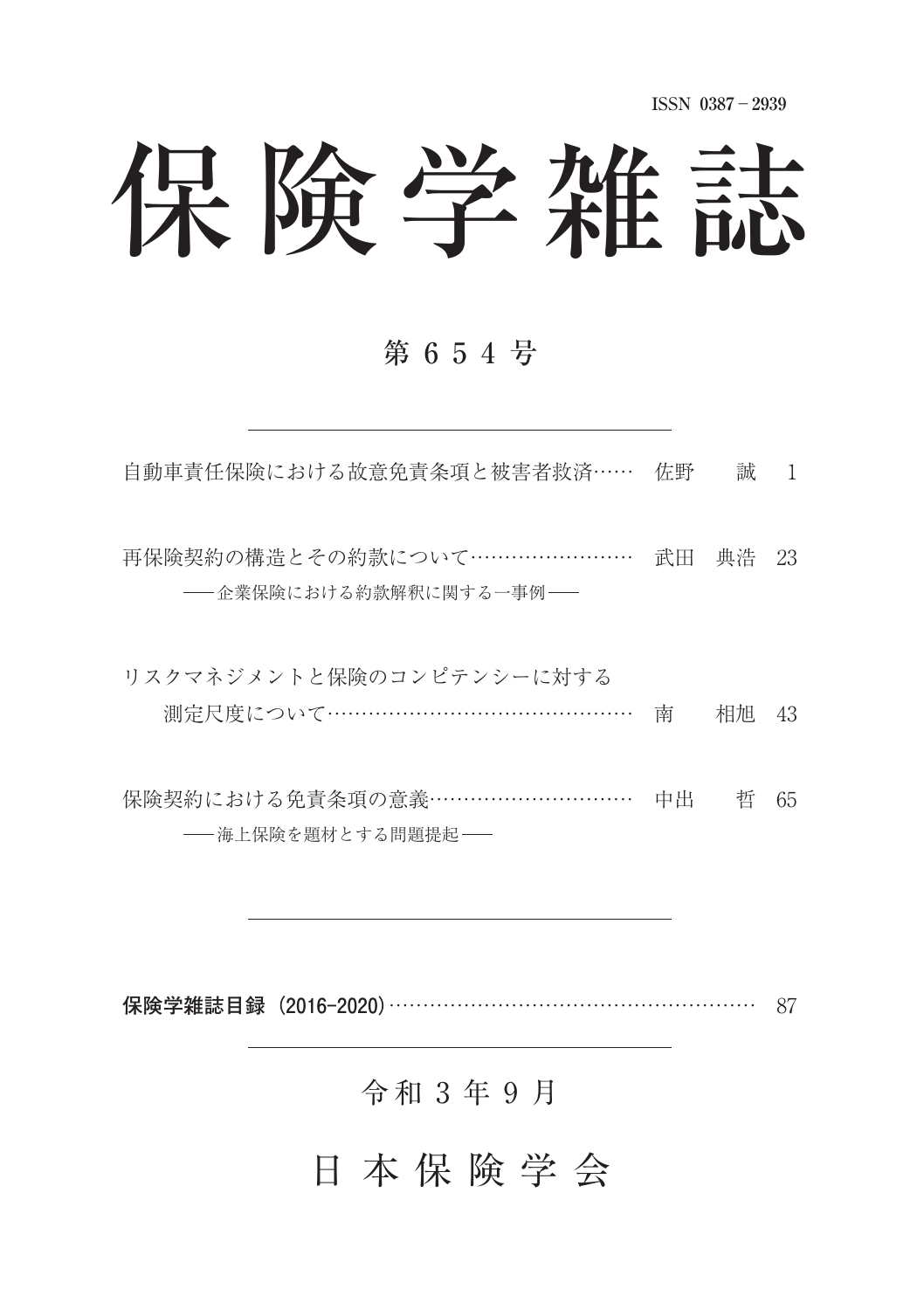ISSN 0387－2939

# 保険学雑誌

## 第６５４号

---

自動車責任保険における故意免責条項と被害者救済…… 佐野　誠　1

再保険契約の構造とその約款について…………………… 武田　典浩　23
―― 企業保険における約款解釈に関する一事例 ――

リスクマネジメントと保険のコンピテンシーに対する
測定尺度について……………………………………… 南　相旭　43

保険契約における免責条項の意義………………………… 中出　哲　65
―― 海上保険を題材とする問題提起 ――

---

**保険学雑誌目録（2016-2020）**……………………………………………… 87

---

令和３年９月

日本保険学会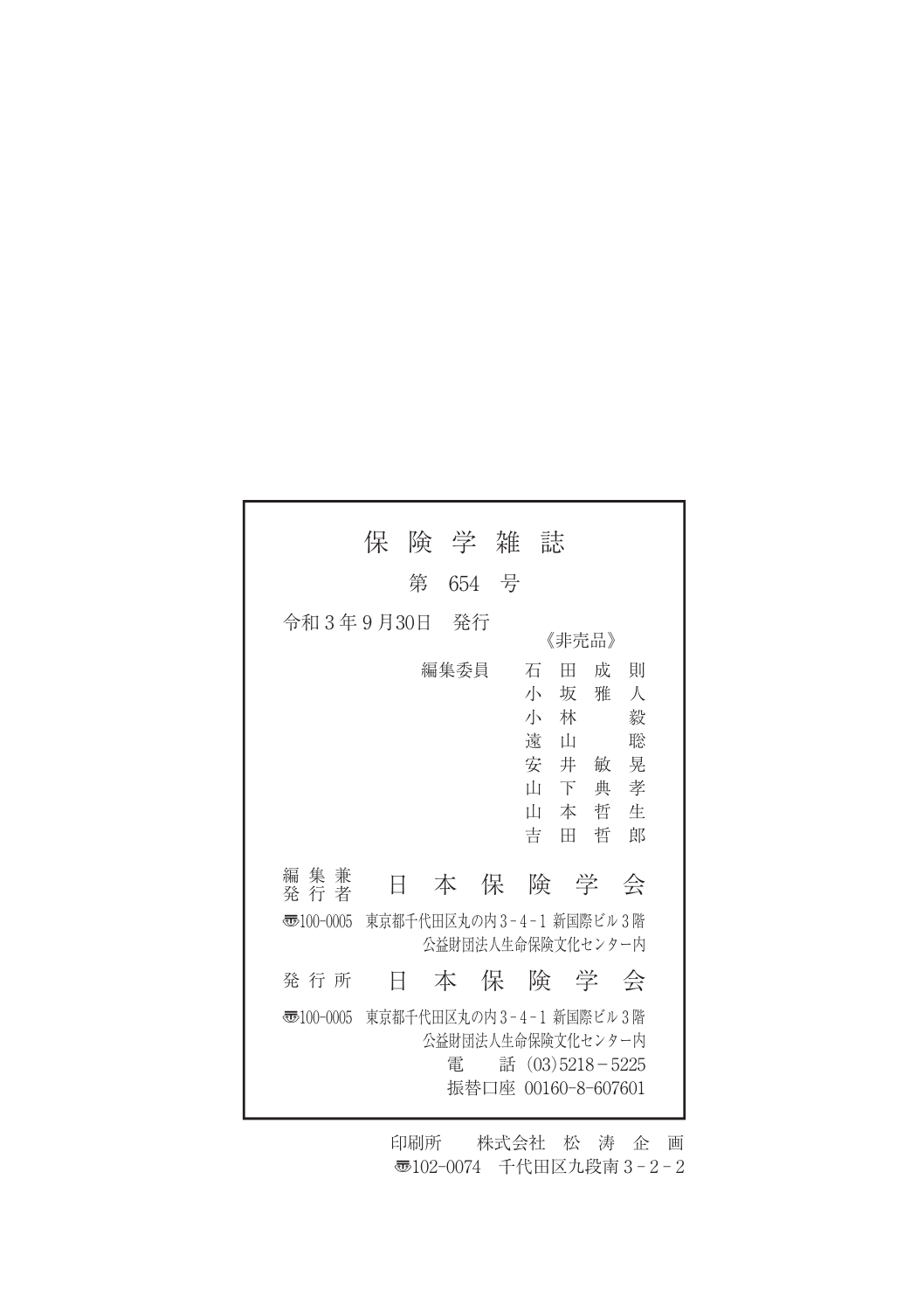# 保険学雑誌

## 第 654 号

令和３年９月30日　発行

《非売品》

編集委員　石田成則
小坂雅人
小林毅
遠山聡
安井敏晃
山下典孝
山本哲生
吉田哲郎

編集兼発行者　日本保険学会

〒100-0005　東京都千代田区丸の内３-４-１ 新国際ビル３階
公益財団法人生命保険文化センター内

発行所　日本保険学会

〒100-0005　東京都千代田区丸の内３-４-１ 新国際ビル３階
公益財団法人生命保険文化センター内
電　話 (03)5218－5225
振替口座 00160-8-607601

印刷所　株式会社 松濤企画
〒102-0074　千代田区九段南３-２-２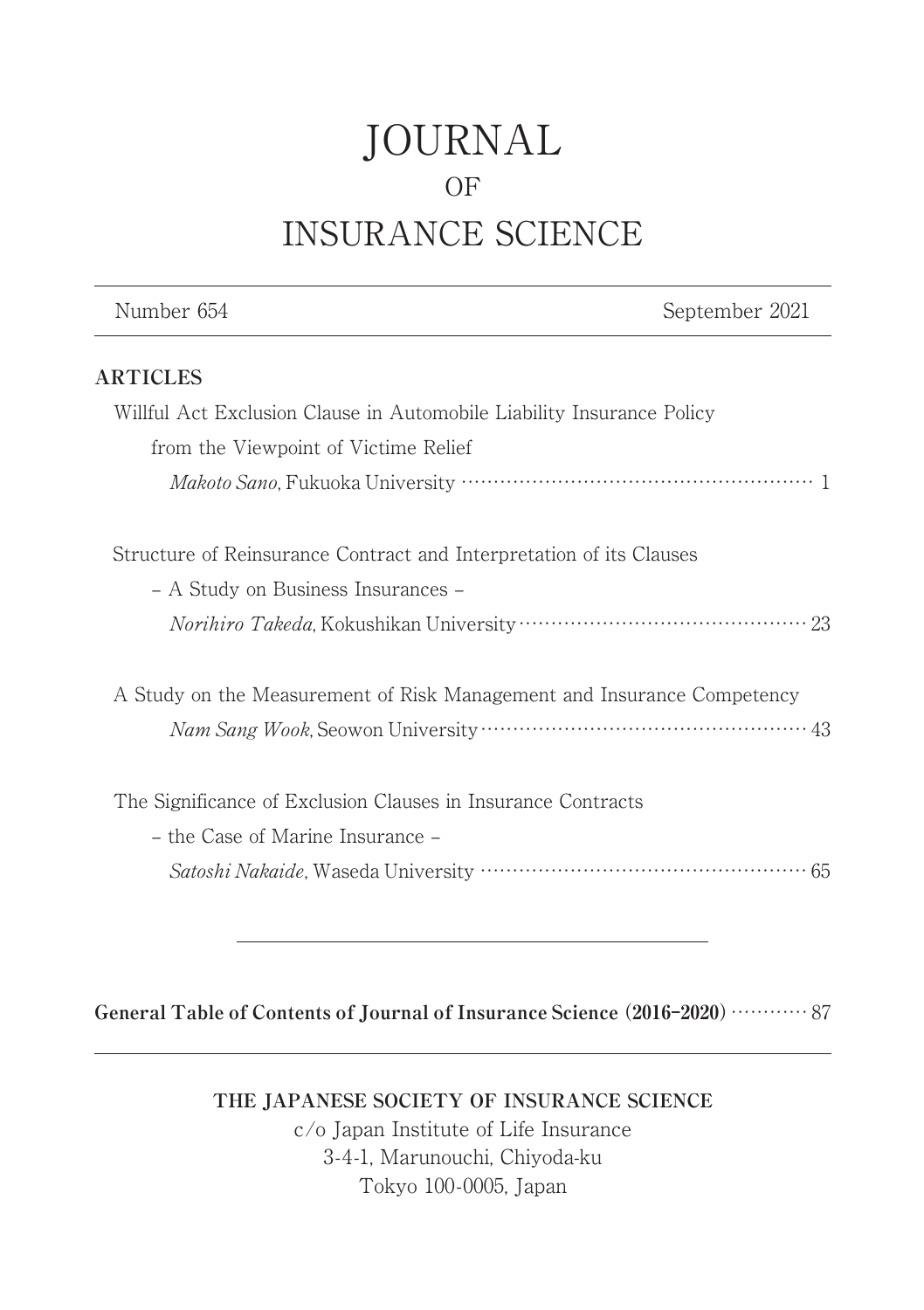# JOURNAL

## OF

# INSURANCE SCIENCE

Number 654 September 2021

**ARTICLES**

Willful Act Exclusion Clause in Automobile Liability Insurance Policy from the Viewpoint of Victime Relief

*Makoto Sano*, Fukuoka University ······ 1

Structure of Reinsurance Contract and Interpretation of its Clauses – A Study on Business Insurances –

*Norihiro Takeda*, Kokushikan University ······ 23

A Study on the Measurement of Risk Management and Insurance Competency

*Nam Sang Wook*, Seowon University ······ 43

The Significance of Exclusion Clauses in Insurance Contracts – the Case of Marine Insurance –

*Satoshi Nakaide*, Waseda University ······ 65

---

**General Table of Contents of Journal of Insurance Science (2016–2020)** ······ 87

---

**THE JAPANESE SOCIETY OF INSURANCE SCIENCE**
c/o Japan Institute of Life Insurance
3-4-1, Marunouchi, Chiyoda-ku
Tokyo 100-0005, Japan